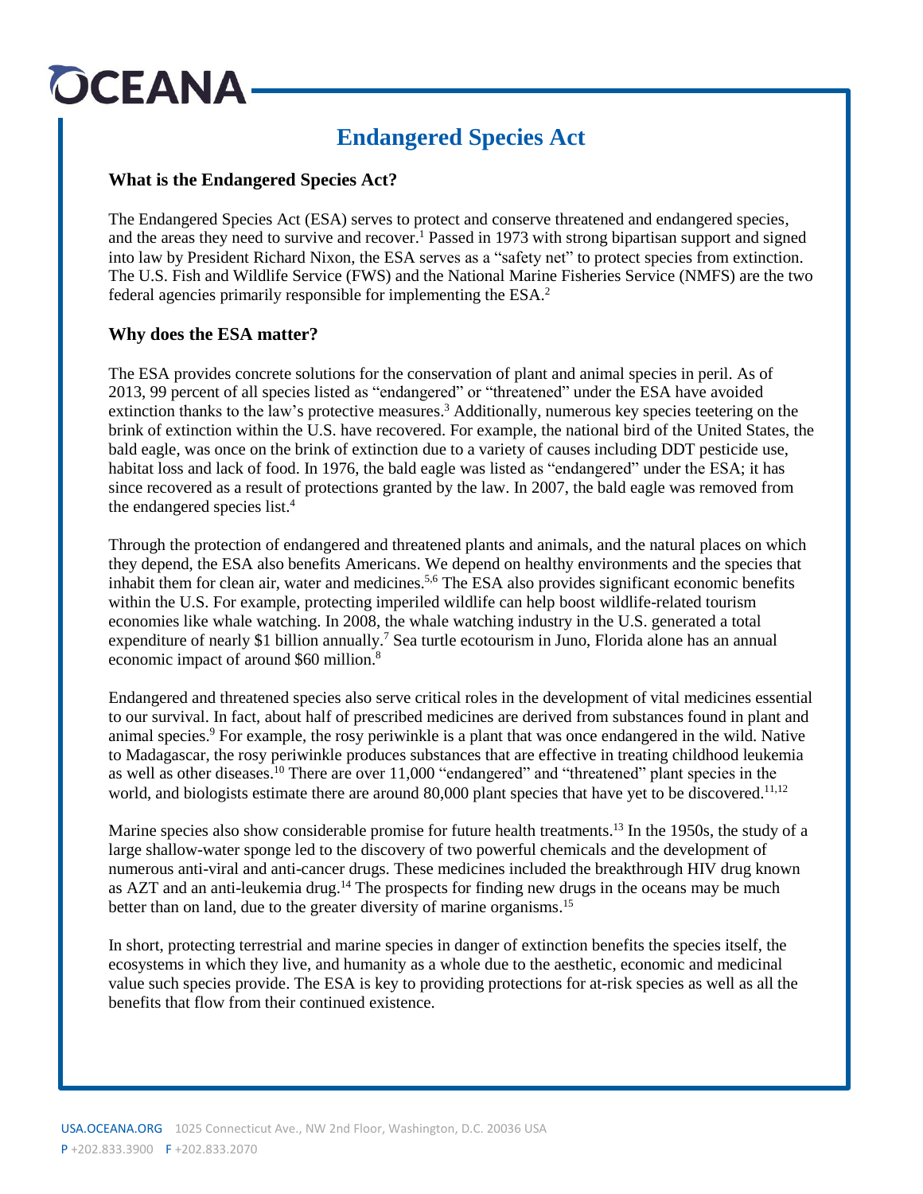# Endangered Species Act

## What is the Endangered Species Act?

The Endangered Species Act (ESA) serves to protect and conserve threatened and endangered species, and the areas they need to survive and recover.[1] Passed in 1973 with strong bipartisan support and signed into law by President Richard Nixon, the ESA serves as a "safety net" to protect species from extinction. The U.S. Fish and Wildlife Service (FWS) and the National Marine Fisheries Service (NMFS) are the two federal agencies primarily responsible for implementing the ESA.[2]

## Why does the ESA matter?

The ESA provides concrete solutions for the conservation of plant and animal species in peril. As of 2013, 99 percent of all species listed as "endangered" or "threatened" under the ESA have avoided extinction thanks to the law's protective measures.[3] Additionally, numerous key species teetering on the brink of extinction within the U.S. have recovered. For example, the national bird of the United States, the bald eagle, was once on the brink of extinction due to a variety of causes including DDT pesticide use, habitat loss and lack of food. In 1976, the bald eagle was listed as "endangered" under the ESA; it has since recovered as a result of protections granted by the law. In 2007, the bald eagle was removed from the endangered species list.[4]

Through the protection of endangered and threatened plants and animals, and the natural places on which they depend, the ESA also benefits Americans. We depend on healthy environments and the species that inhabit them for clean air, water and medicines.[5,6] The ESA also provides significant economic benefits within the U.S. For example, protecting imperiled wildlife can help boost wildlife-related tourism economies like whale watching. In 2008, the whale watching industry in the U.S. generated a total expenditure of nearly $1 billion annually.[7] Sea turtle ecotourism in Juno, Florida alone has an annual economic impact of around $60 million.[8]

Endangered and threatened species also serve critical roles in the development of vital medicines essential to our survival. In fact, about half of prescribed medicines are derived from substances found in plant and animal species.[9] For example, the rosy periwinkle is a plant that was once endangered in the wild. Native to Madagascar, the rosy periwinkle produces substances that are effective in treating childhood leukemia as well as other diseases.[10] There are over 11,000 "endangered" and "threatened" plant species in the world, and biologists estimate there are around 80,000 plant species that have yet to be discovered.[11,12]

Marine species also show considerable promise for future health treatments.[13] In the 1950s, the study of a large shallow-water sponge led to the discovery of two powerful chemicals and the development of numerous anti-viral and anti-cancer drugs. These medicines included the breakthrough HIV drug known as AZT and an anti-leukemia drug.[14] The prospects for finding new drugs in the oceans may be much better than on land, due to the greater diversity of marine organisms.[15]

In short, protecting terrestrial and marine species in danger of extinction benefits the species itself, the ecosystems in which they live, and humanity as a whole due to the aesthetic, economic and medicinal value such species provide. The ESA is key to providing protections for at-risk species as well as all the benefits that flow from their continued existence.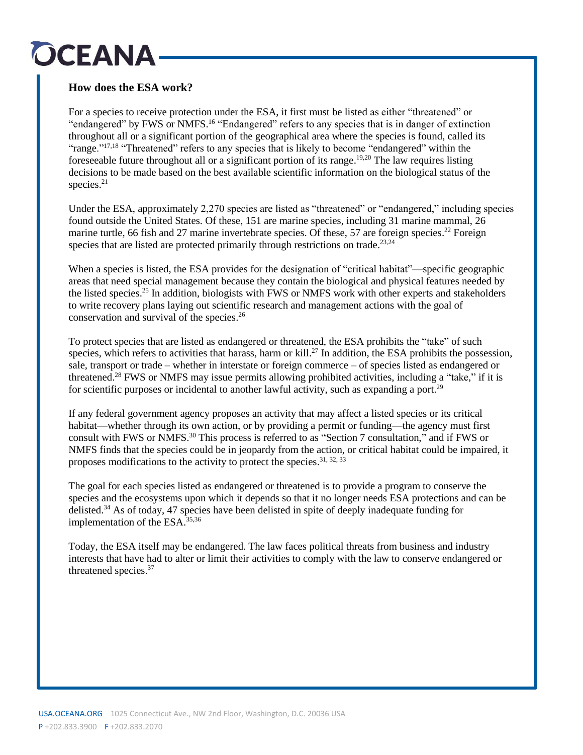## How does the ESA work?

For a species to receive protection under the ESA, it first must be listed as either "threatened" or "endangered" by FWS or NMFS.[16] "Endangered" refers to any species that is in danger of extinction throughout all or a significant portion of the geographical area where the species is found, called its "range."[17,18] "Threatened" refers to any species that is likely to become "endangered" within the foreseeable future throughout all or a significant portion of its range.[19,20] The law requires listing decisions to be made based on the best available scientific information on the biological status of the species.[21]

Under the ESA, approximately 2,270 species are listed as "threatened" or "endangered," including species found outside the United States. Of these, 151 are marine species, including 31 marine mammal, 26 marine turtle, 66 fish and 27 marine invertebrate species. Of these, 57 are foreign species.[22] Foreign species that are listed are protected primarily through restrictions on trade.[23,24]

When a species is listed, the ESA provides for the designation of "critical habitat"—specific geographic areas that need special management because they contain the biological and physical features needed by the listed species.[25] In addition, biologists with FWS or NMFS work with other experts and stakeholders to write recovery plans laying out scientific research and management actions with the goal of conservation and survival of the species.[26]

To protect species that are listed as endangered or threatened, the ESA prohibits the "take" of such species, which refers to activities that harass, harm or kill.[27] In addition, the ESA prohibits the possession, sale, transport or trade – whether in interstate or foreign commerce – of species listed as endangered or threatened.[28] FWS or NMFS may issue permits allowing prohibited activities, including a "take," if it is for scientific purposes or incidental to another lawful activity, such as expanding a port.[29]

If any federal government agency proposes an activity that may affect a listed species or its critical habitat—whether through its own action, or by providing a permit or funding—the agency must first consult with FWS or NMFS.[30] This process is referred to as "Section 7 consultation," and if FWS or NMFS finds that the species could be in jeopardy from the action, or critical habitat could be impaired, it proposes modifications to the activity to protect the species.[31, 32, 33]

The goal for each species listed as endangered or threatened is to provide a program to conserve the species and the ecosystems upon which it depends so that it no longer needs ESA protections and can be delisted.[34] As of today, 47 species have been delisted in spite of deeply inadequate funding for implementation of the ESA.[35,36]

Today, the ESA itself may be endangered. The law faces political threats from business and industry interests that have had to alter or limit their activities to comply with the law to conserve endangered or threatened species.[37]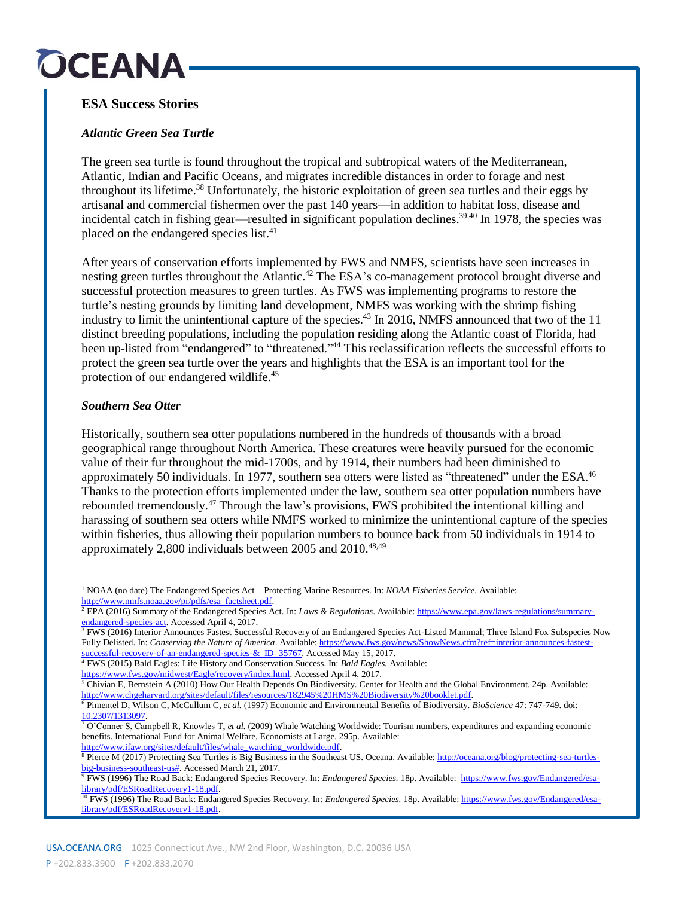## ESA Success Stories

### *Atlantic Green Sea Turtle*

The green sea turtle is found throughout the tropical and subtropical waters of the Mediterranean, Atlantic, Indian and Pacific Oceans, and migrates incredible distances in order to forage and nest throughout its lifetime.[38] Unfortunately, the historic exploitation of green sea turtles and their eggs by artisanal and commercial fishermen over the past 140 years—in addition to habitat loss, disease and incidental catch in fishing gear—resulted in significant population declines.[39,40] In 1978, the species was placed on the endangered species list.[41]

After years of conservation efforts implemented by FWS and NMFS, scientists have seen increases in nesting green turtles throughout the Atlantic.[42] The ESA's co-management protocol brought diverse and successful protection measures to green turtles. As FWS was implementing programs to restore the turtle's nesting grounds by limiting land development, NMFS was working with the shrimp fishing industry to limit the unintentional capture of the species.[43] In 2016, NMFS announced that two of the 11 distinct breeding populations, including the population residing along the Atlantic coast of Florida, had been up-listed from "endangered" to "threatened."[44] This reclassification reflects the successful efforts to protect the green sea turtle over the years and highlights that the ESA is an important tool for the protection of our endangered wildlife.[45]

### *Southern Sea Otter*

Historically, southern sea otter populations numbered in the hundreds of thousands with a broad geographical range throughout North America. These creatures were heavily pursued for the economic value of their fur throughout the mid-1700s, and by 1914, their numbers had been diminished to approximately 50 individuals. In 1977, southern sea otters were listed as "threatened" under the ESA.[46] Thanks to the protection efforts implemented under the law, southern sea otter population numbers have rebounded tremendously.[47] Through the law's provisions, FWS prohibited the intentional killing and harassing of southern sea otters while NMFS worked to minimize the unintentional capture of the species within fisheries, thus allowing their population numbers to bounce back from 50 individuals in 1914 to approximately 2,800 individuals between 2005 and 2010.[48,49]

---

[1] NOAA (no date) The Endangered Species Act – Protecting Marine Resources. In: *NOAA Fisheries Service.* Available: http://www.nmfs.noaa.gov/pr/pdfs/esa_factsheet.pdf.

[2] EPA (2016) Summary of the Endangered Species Act. In: *Laws & Regulations*. Available: https://www.epa.gov/laws-regulations/summary-endangered-species-act. Accessed April 4, 2017.

[3] FWS (2016) Interior Announces Fastest Successful Recovery of an Endangered Species Act-Listed Mammal; Three Island Fox Subspecies Now Fully Delisted. In: *Conserving the Nature of America*. Available: https://www.fws.gov/news/ShowNews.cfm?ref=interior-announces-fastest-successful-recovery-of-an-endangered-species-&_ID=35767. Accessed May 15, 2017.

[4] FWS (2015) Bald Eagles: Life History and Conservation Success. In: *Bald Eagles.* Available: https://www.fws.gov/midwest/Eagle/recovery/index.html. Accessed April 4, 2017.

[5] Chivian E, Bernstein A (2010) How Our Health Depends On Biodiversity. Center for Health and the Global Environment. 24p. Available: http://www.chgeharvard.org/sites/default/files/resources/182945%20HMS%20Biodiversity%20booklet.pdf.

[6] Pimentel D, Wilson C, McCullum C, *et al.* (1997) Economic and Environmental Benefits of Biodiversity. *BioScience* 47: 747-749. doi: 10.2307/1313097.

[7] O'Conner S, Campbell R, Knowles T, *et al.* (2009) Whale Watching Worldwide: Tourism numbers, expenditures and expanding economic benefits. International Fund for Animal Welfare, Economists at Large. 295p. Available: http://www.ifaw.org/sites/default/files/whale_watching_worldwide.pdf.

[8] Pierce M (2017) Protecting Sea Turtles is Big Business in the Southeast US. Oceana. Available: http://oceana.org/blog/protecting-sea-turtles-big-business-southeast-us#. Accessed March 21, 2017.

[9] FWS (1996) The Road Back: Endangered Species Recovery. In: *Endangered Species.* 18p. Available: https://www.fws.gov/Endangered/esa-library/pdf/ESRoadRecovery1-18.pdf.

[10] FWS (1996) The Road Back: Endangered Species Recovery. In: *Endangered Species.* 18p. Available: https://www.fws.gov/Endangered/esa-library/pdf/ESRoadRecovery1-18.pdf.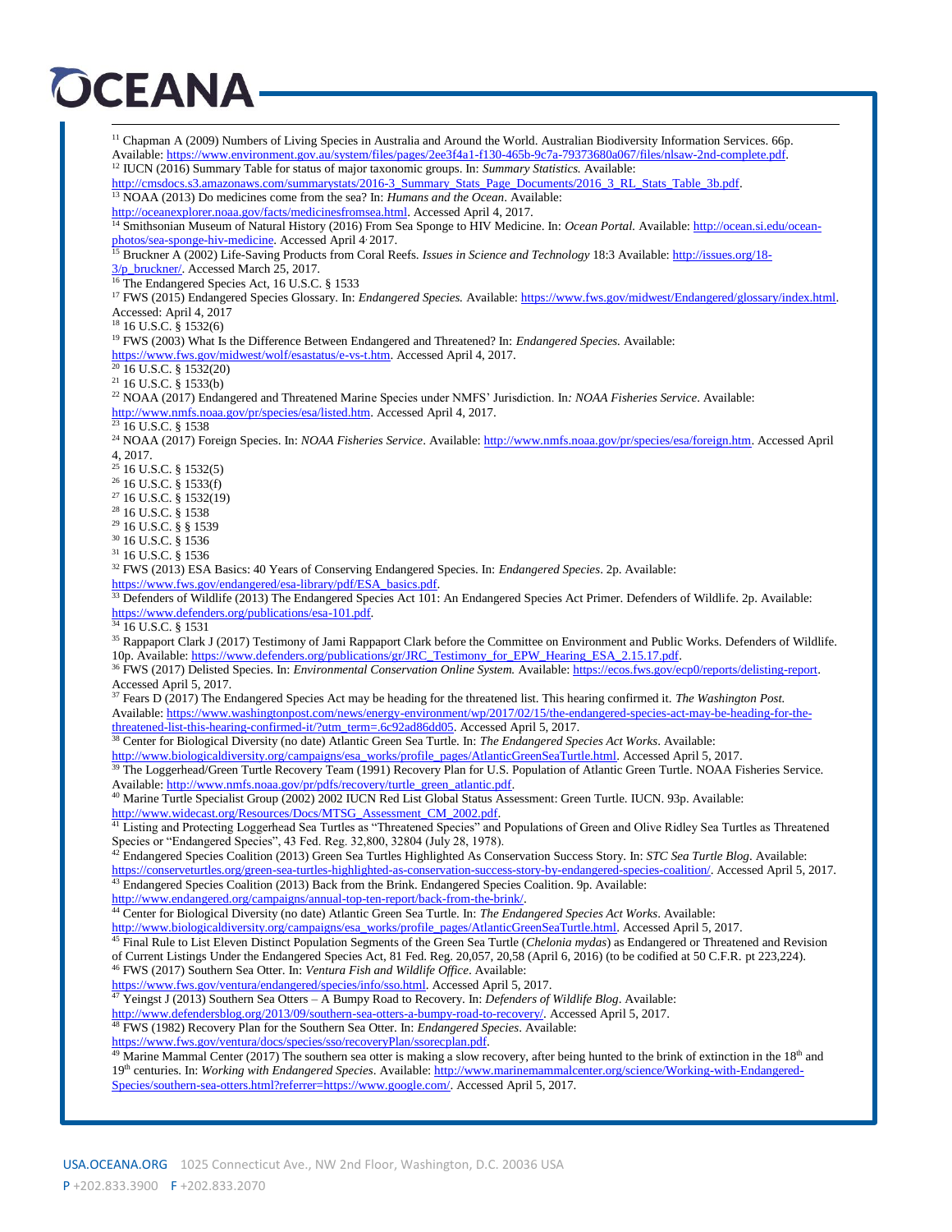[11] Chapman A (2009) Numbers of Living Species in Australia and Around the World. Australian Biodiversity Information Services. 66p. Available: https://www.environment.gov.au/system/files/pages/2ee3f4a1-f130-465b-9c7a-79373680a067/files/nlsaw-2nd-complete.pdf.

[12] IUCN (2016) Summary Table for status of major taxonomic groups. In: *Summary Statistics.* Available: http://cmsdocs.s3.amazonaws.com/summarystats/2016-3_Summary_Stats_Page_Documents/2016_3_RL_Stats_Table_3b.pdf.

[13] NOAA (2013) Do medicines come from the sea? In: *Humans and the Ocean*. Available: http://oceanexplorer.noaa.gov/facts/medicinesfromsea.html. Accessed April 4, 2017.

[14] Smithsonian Museum of Natural History (2016) From Sea Sponge to HIV Medicine. In: *Ocean Portal.* Available: http://ocean.si.edu/ocean-photos/sea-sponge-hiv-medicine. Accessed April 4, 2017.

[15] Bruckner A (2002) Life-Saving Products from Coral Reefs. *Issues in Science and Technology* 18:3 Available: http://issues.org/18-3/p_bruckner/. Accessed March 25, 2017.

[16] The Endangered Species Act, 16 U.S.C. § 1533

[17] FWS (2015) Endangered Species Glossary. In: *Endangered Species.* Available: https://www.fws.gov/midwest/Endangered/glossary/index.html. Accessed: April 4, 2017

[18] 16 U.S.C. § 1532(6)

[19] FWS (2003) What Is the Difference Between Endangered and Threatened? In: *Endangered Species.* Available: https://www.fws.gov/midwest/wolf/esastatus/e-vs-t.htm. Accessed April 4, 2017.

[20] 16 U.S.C. § 1532(20)

[21] 16 U.S.C. § 1533(b)

[22] NOAA (2017) Endangered and Threatened Marine Species under NMFS' Jurisdiction. In*: NOAA Fisheries Service*. Available: http://www.nmfs.noaa.gov/pr/species/esa/listed.htm. Accessed April 4, 2017.

[23] 16 U.S.C. § 1538

[24] NOAA (2017) Foreign Species. In: *NOAA Fisheries Service*. Available: http://www.nmfs.noaa.gov/pr/species/esa/foreign.htm. Accessed April 4, 2017.

[25] 16 U.S.C. § 1532(5)

[26] 16 U.S.C. § 1533(f)

[27] 16 U.S.C. § 1532(19)

[28] 16 U.S.C. § 1538

[29] 16 U.S.C. § § 1539

[30] 16 U.S.C. § 1536

[31] 16 U.S.C. § 1536

[32] FWS (2013) ESA Basics: 40 Years of Conserving Endangered Species. In: *Endangered Species*. 2p. Available: https://www.fws.gov/endangered/esa-library/pdf/ESA_basics.pdf.

[33] Defenders of Wildlife (2013) The Endangered Species Act 101: An Endangered Species Act Primer. Defenders of Wildlife. 2p. Available: https://www.defenders.org/publications/esa-101.pdf.

[34] 16 U.S.C. § 1531

[35] Rappaport Clark J (2017) Testimony of Jami Rappaport Clark before the Committee on Environment and Public Works. Defenders of Wildlife. 10p. Available: https://www.defenders.org/publications/gr/JRC_Testimony_for_EPW_Hearing_ESA_2.15.17.pdf.

[36] FWS (2017) Delisted Species. In: *Environmental Conservation Online System.* Available: https://ecos.fws.gov/ecp0/reports/delisting-report. Accessed April 5, 2017.

[37] Fears D (2017) The Endangered Species Act may be heading for the threatened list. This hearing confirmed it. *The Washington Post.* Available: https://www.washingtonpost.com/news/energy-environment/wp/2017/02/15/the-endangered-species-act-may-be-heading-for-the-threatened-list-this-hearing-confirmed-it/?utm_term=.6c92ad86dd05. Accessed April 5, 2017.

[38] Center for Biological Diversity (no date) Atlantic Green Sea Turtle. In: *The Endangered Species Act Works*. Available: http://www.biologicaldiversity.org/campaigns/esa_works/profile_pages/AtlanticGreenSeaTurtle.html. Accessed April 5, 2017.

[39] The Loggerhead/Green Turtle Recovery Team (1991) Recovery Plan for U.S. Population of Atlantic Green Turtle. NOAA Fisheries Service. Available: http://www.nmfs.noaa.gov/pr/pdfs/recovery/turtle_green_atlantic.pdf.

[40] Marine Turtle Specialist Group (2002) 2002 IUCN Red List Global Status Assessment: Green Turtle. IUCN. 93p. Available: http://www.widecast.org/Resources/Docs/MTSG_Assessment_CM_2002.pdf.

[41] Listing and Protecting Loggerhead Sea Turtles as "Threatened Species" and Populations of Green and Olive Ridley Sea Turtles as Threatened Species or "Endangered Species", 43 Fed. Reg. 32,800, 32804 (July 28, 1978).

[42] Endangered Species Coalition (2013) Green Sea Turtles Highlighted As Conservation Success Story. In: *STC Sea Turtle Blog*. Available: https://conserveturtles.org/green-sea-turtles-highlighted-as-conservation-success-story-by-endangered-species-coalition/. Accessed April 5, 2017.

[43] Endangered Species Coalition (2013) Back from the Brink. Endangered Species Coalition. 9p. Available: http://www.endangered.org/campaigns/annual-top-ten-report/back-from-the-brink/.

[44] Center for Biological Diversity (no date) Atlantic Green Sea Turtle. In: *The Endangered Species Act Works*. Available: http://www.biologicaldiversity.org/campaigns/esa_works/profile_pages/AtlanticGreenSeaTurtle.html. Accessed April 5, 2017.

[45] Final Rule to List Eleven Distinct Population Segments of the Green Sea Turtle (*Chelonia mydas*) as Endangered or Threatened and Revision of Current Listings Under the Endangered Species Act, 81 Fed. Reg. 20,057, 20,58 (April 6, 2016) (to be codified at 50 C.F.R. pt 223,224).

[46] FWS (2017) Southern Sea Otter. In: *Ventura Fish and Wildlife Office*. Available: https://www.fws.gov/ventura/endangered/species/info/sso.html. Accessed April 5, 2017.

[47] Yeingst J (2013) Southern Sea Otters – A Bumpy Road to Recovery. In: *Defenders of Wildlife Blog*. Available: http://www.defendersblog.org/2013/09/southern-sea-otters-a-bumpy-road-to-recovery/. Accessed April 5, 2017.

[48] FWS (1982) Recovery Plan for the Southern Sea Otter. In: *Endangered Species*. Available: https://www.fws.gov/ventura/docs/species/sso/recoveryPlan/ssorecplan.pdf.

[49] Marine Mammal Center (2017) The southern sea otter is making a slow recovery, after being hunted to the brink of extinction in the 18th and 19th centuries. In: *Working with Endangered Species*. Available: http://www.marinemammalcenter.org/science/Working-with-Endangered-Species/southern-sea-otters.html?referrer=https://www.google.com/. Accessed April 5, 2017.